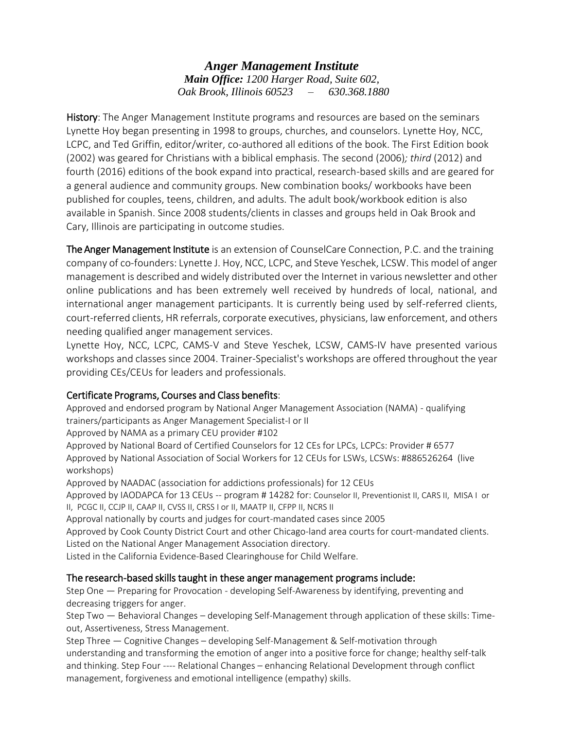# *Anger Management Institute*

***Main Office:*** *1200 Harger Road, Suite 602,*
*Oak Brook, Illinois 60523 – 630.368.1880*

**History**: The Anger Management Institute programs and resources are based on the seminars Lynette Hoy began presenting in 1998 to groups, churches, and counselors. Lynette Hoy, NCC, LCPC, and Ted Griffin, editor/writer, co-authored all editions of the book. The First Edition book (2002) was geared for Christians with a biblical emphasis. The second (2006)*; third* (2012) and fourth (2016) editions of the book expand into practical, research-based skills and are geared for a general audience and community groups. New combination books/ workbooks have been published for couples, teens, children, and adults. The adult book/workbook edition is also available in Spanish. Since 2008 students/clients in classes and groups held in Oak Brook and Cary, Illinois are participating in outcome studies.

**The Anger Management Institute** is an extension of CounselCare Connection, P.C. and the training company of co-founders: Lynette J. Hoy, NCC, LCPC, and Steve Yeschek, LCSW. This model of anger management is described and widely distributed over the Internet in various newsletter and other online publications and has been extremely well received by hundreds of local, national, and international anger management participants. It is currently being used by self-referred clients, court-referred clients, HR referrals, corporate executives, physicians, law enforcement, and others needing qualified anger management services.

Lynette Hoy, NCC, LCPC, CAMS-V and Steve Yeschek, LCSW, CAMS-IV have presented various workshops and classes since 2004. Trainer-Specialist's workshops are offered throughout the year providing CEs/CEUs for leaders and professionals.

## Certificate Programs, Courses and Class benefits:

Approved and endorsed program by National Anger Management Association (NAMA) - qualifying trainers/participants as Anger Management Specialist-I or II

Approved by NAMA as a primary CEU provider #102

Approved by National Board of Certified Counselors for 12 CEs for LPCs, LCPCs: Provider # 6577

Approved by National Association of Social Workers for 12 CEUs for LSWs, LCSWs: #886526264 (live workshops)

Approved by NAADAC (association for addictions professionals) for 12 CEUs

Approved by IAODAPCA for 13 CEUs -- program # 14282 for: Counselor II, Preventionist II, CARS II, MISA I or II, PCGC II, CCJP II, CAAP II, CVSS II, CRSS I or II, MAATP II, CFPP II, NCRS II

Approval nationally by courts and judges for court-mandated cases since 2005

Approved by Cook County District Court and other Chicago-land area courts for court-mandated clients.

Listed on the National Anger Management Association directory.

Listed in the California Evidence-Based Clearinghouse for Child Welfare.

## The research-based skills taught in these anger management programs include:

Step One — Preparing for Provocation - developing Self-Awareness by identifying, preventing and decreasing triggers for anger.

Step Two — Behavioral Changes – developing Self-Management through application of these skills: Time-out, Assertiveness, Stress Management.

Step Three — Cognitive Changes – developing Self-Management & Self-motivation through understanding and transforming the emotion of anger into a positive force for change; healthy self-talk and thinking. Step Four ---- Relational Changes – enhancing Relational Development through conflict management, forgiveness and emotional intelligence (empathy) skills.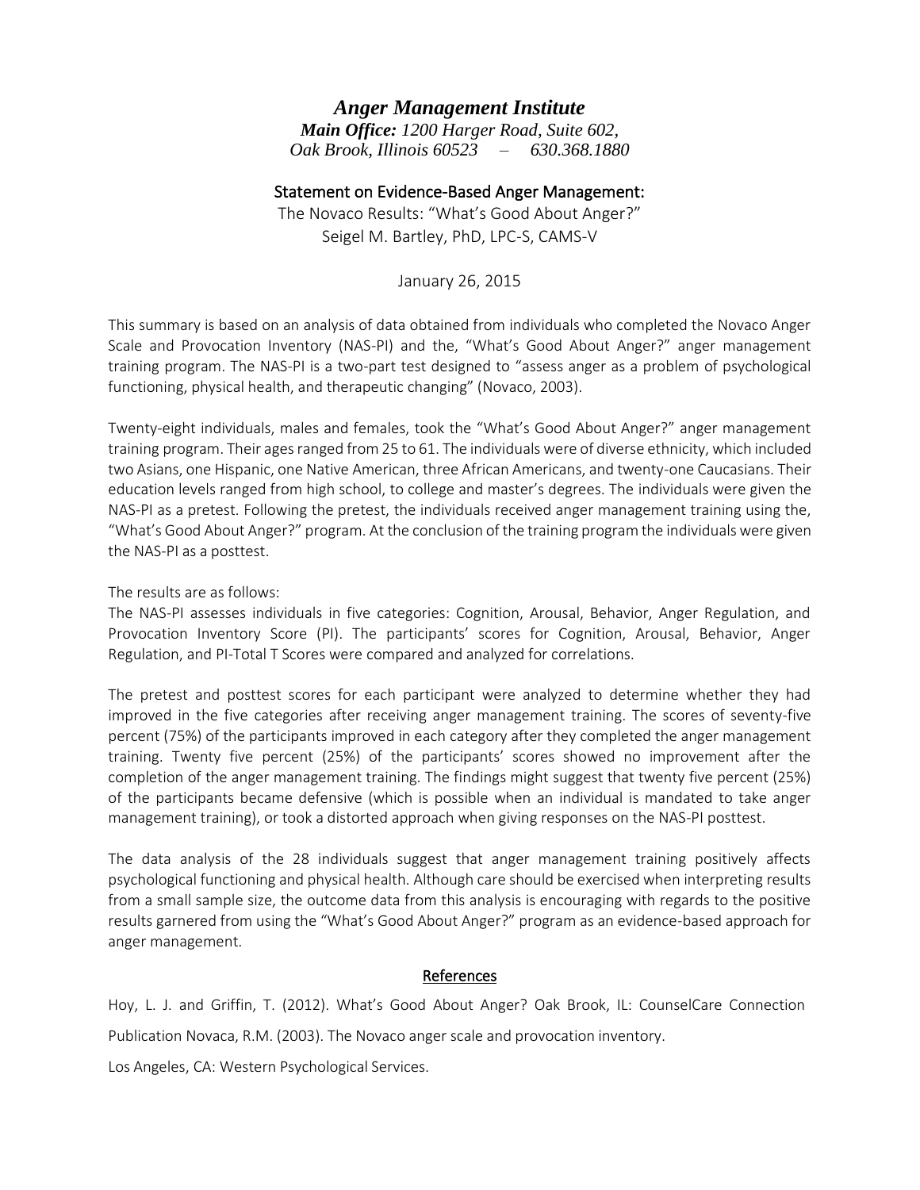# *Anger Management Institute*

***Main Office:*** *1200 Harger Road, Suite 602,*
*Oak Brook, Illinois 60523 – 630.368.1880*

## Statement on Evidence-Based Anger Management:

The Novaco Results: "What's Good About Anger?"
Seigel M. Bartley, PhD, LPC-S, CAMS-V

January 26, 2015

This summary is based on an analysis of data obtained from individuals who completed the Novaco Anger Scale and Provocation Inventory (NAS-PI) and the, "What's Good About Anger?" anger management training program. The NAS-PI is a two-part test designed to "assess anger as a problem of psychological functioning, physical health, and therapeutic changing" (Novaco, 2003).

Twenty-eight individuals, males and females, took the "What's Good About Anger?" anger management training program. Their ages ranged from 25 to 61. The individuals were of diverse ethnicity, which included two Asians, one Hispanic, one Native American, three African Americans, and twenty-one Caucasians. Their education levels ranged from high school, to college and master's degrees. The individuals were given the NAS-PI as a pretest. Following the pretest, the individuals received anger management training using the, "What's Good About Anger?" program. At the conclusion of the training program the individuals were given the NAS-PI as a posttest.

The results are as follows:
The NAS-PI assesses individuals in five categories: Cognition, Arousal, Behavior, Anger Regulation, and Provocation Inventory Score (PI). The participants' scores for Cognition, Arousal, Behavior, Anger Regulation, and PI-Total T Scores were compared and analyzed for correlations.

The pretest and posttest scores for each participant were analyzed to determine whether they had improved in the five categories after receiving anger management training. The scores of seventy-five percent (75%) of the participants improved in each category after they completed the anger management training. Twenty five percent (25%) of the participants' scores showed no improvement after the completion of the anger management training. The findings might suggest that twenty five percent (25%) of the participants became defensive (which is possible when an individual is mandated to take anger management training), or took a distorted approach when giving responses on the NAS-PI posttest.

The data analysis of the 28 individuals suggest that anger management training positively affects psychological functioning and physical health. Although care should be exercised when interpreting results from a small sample size, the outcome data from this analysis is encouraging with regards to the positive results garnered from using the "What's Good About Anger?" program as an evidence-based approach for anger management.

## References

Hoy, L. J. and Griffin, T. (2012). What's Good About Anger? Oak Brook, IL: CounselCare Connection

Publication Novaca, R.M. (2003). The Novaco anger scale and provocation inventory.

Los Angeles, CA: Western Psychological Services.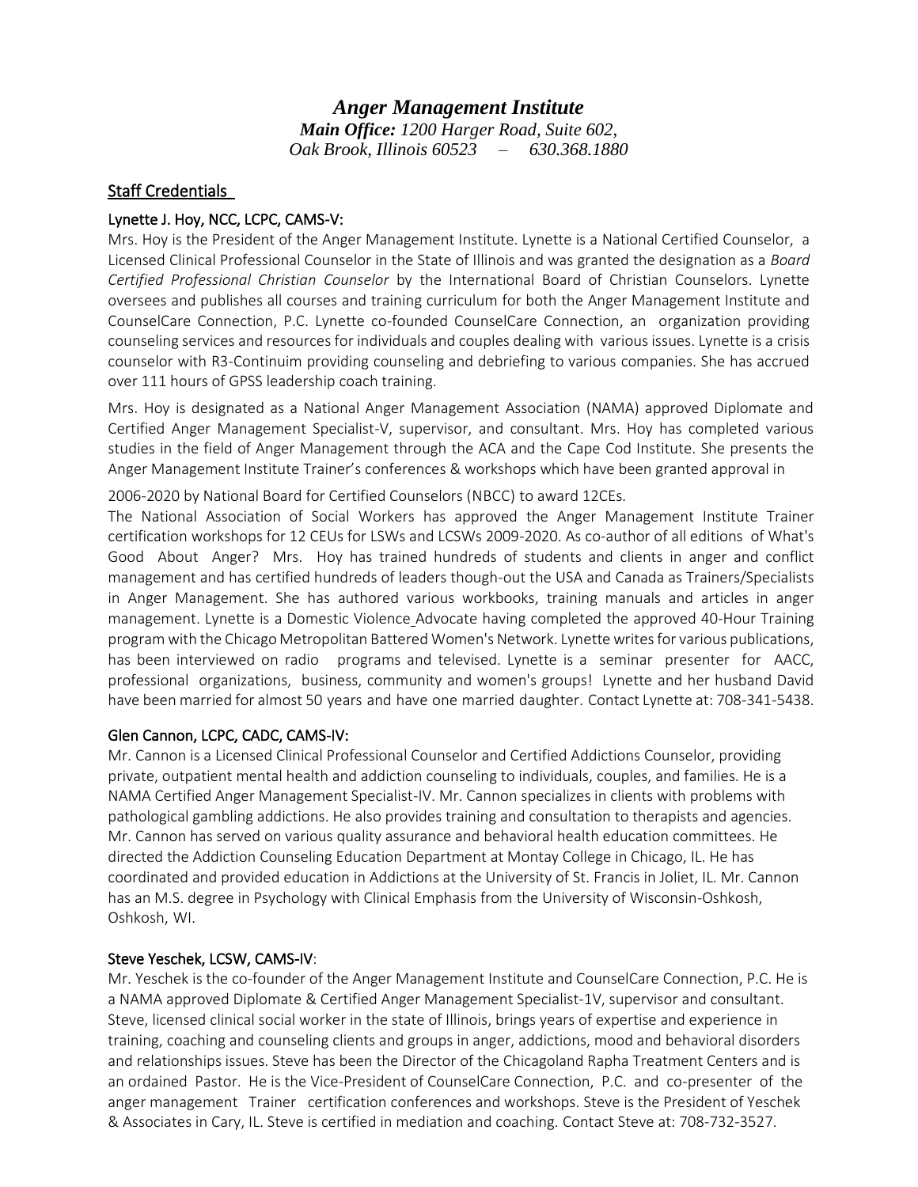# *Anger Management Institute*

***Main Office:*** *1200 Harger Road, Suite 602, Oak Brook, Illinois 60523 – 630.368.1880*

## Staff Credentials

### Lynette J. Hoy, NCC, LCPC, CAMS-V:

Mrs. Hoy is the President of the Anger Management Institute. Lynette is a National Certified Counselor, a Licensed Clinical Professional Counselor in the State of Illinois and was granted the designation as a *Board Certified Professional Christian Counselor* by the International Board of Christian Counselors. Lynette oversees and publishes all courses and training curriculum for both the Anger Management Institute and CounselCare Connection, P.C. Lynette co-founded CounselCare Connection, an organization providing counseling services and resources for individuals and couples dealing with various issues. Lynette is a crisis counselor with R3-Continuim providing counseling and debriefing to various companies. She has accrued over 111 hours of GPSS leadership coach training.

Mrs. Hoy is designated as a National Anger Management Association (NAMA) approved Diplomate and Certified Anger Management Specialist-V, supervisor, and consultant. Mrs. Hoy has completed various studies in the field of Anger Management through the ACA and the Cape Cod Institute. She presents the Anger Management Institute Trainer's conferences & workshops which have been granted approval in 2006-2020 by National Board for Certified Counselors (NBCC) to award 12CEs.

The National Association of Social Workers has approved the Anger Management Institute Trainer certification workshops for 12 CEUs for LSWs and LCSWs 2009-2020. As co-author of all editions of What's Good About Anger? Mrs. Hoy has trained hundreds of students and clients in anger and conflict management and has certified hundreds of leaders though-out the USA and Canada as Trainers/Specialists in Anger Management. She has authored various workbooks, training manuals and articles in anger management. Lynette is a Domestic Violence Advocate having completed the approved 40-Hour Training program with the Chicago Metropolitan Battered Women's Network. Lynette writes for various publications, has been interviewed on radio programs and televised. Lynette is a seminar presenter for AACC, professional organizations, business, community and women's groups! Lynette and her husband David have been married for almost 50 years and have one married daughter. Contact Lynette at: 708-341-5438.

### Glen Cannon, LCPC, CADC, CAMS-IV:

Mr. Cannon is a Licensed Clinical Professional Counselor and Certified Addictions Counselor, providing private, outpatient mental health and addiction counseling to individuals, couples, and families. He is a NAMA Certified Anger Management Specialist-IV. Mr. Cannon specializes in clients with problems with pathological gambling addictions. He also provides training and consultation to therapists and agencies. Mr. Cannon has served on various quality assurance and behavioral health education committees. He directed the Addiction Counseling Education Department at Montay College in Chicago, IL. He has coordinated and provided education in Addictions at the University of St. Francis in Joliet, IL. Mr. Cannon has an M.S. degree in Psychology with Clinical Emphasis from the University of Wisconsin-Oshkosh, Oshkosh, WI.

### Steve Yeschek, LCSW, CAMS-IV:

Mr. Yeschek is the co-founder of the Anger Management Institute and CounselCare Connection, P.C. He is a NAMA approved Diplomate & Certified Anger Management Specialist-1V, supervisor and consultant. Steve, licensed clinical social worker in the state of Illinois, brings years of expertise and experience in training, coaching and counseling clients and groups in anger, addictions, mood and behavioral disorders and relationships issues. Steve has been the Director of the Chicagoland Rapha Treatment Centers and is an ordained Pastor. He is the Vice-President of CounselCare Connection, P.C. and co-presenter of the anger management Trainer certification conferences and workshops. Steve is the President of Yeschek & Associates in Cary, IL. Steve is certified in mediation and coaching. Contact Steve at: 708-732-3527.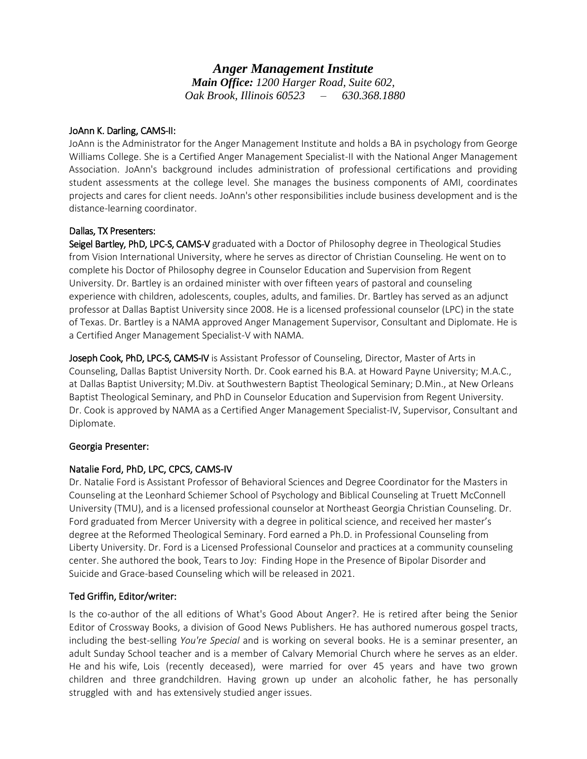# *Anger Management Institute*

***Main Office:*** *1200 Harger Road, Suite 602,*
*Oak Brook, Illinois 60523 – 630.368.1880*

JoAnn K. Darling, CAMS-II:

JoAnn is the Administrator for the Anger Management Institute and holds a BA in psychology from George Williams College. She is a Certified Anger Management Specialist-II with the National Anger Management Association. JoAnn's background includes administration of professional certifications and providing student assessments at the college level. She manages the business components of AMI, coordinates projects and cares for client needs. JoAnn's other responsibilities include business development and is the distance-learning coordinator.

Dallas, TX Presenters:

**Seigel Bartley, PhD, LPC-S, CAMS-V** graduated with a Doctor of Philosophy degree in Theological Studies from Vision International University, where he serves as director of Christian Counseling. He went on to complete his Doctor of Philosophy degree in Counselor Education and Supervision from Regent University. Dr. Bartley is an ordained minister with over fifteen years of pastoral and counseling experience with children, adolescents, couples, adults, and families. Dr. Bartley has served as an adjunct professor at Dallas Baptist University since 2008. He is a licensed professional counselor (LPC) in the state of Texas. Dr. Bartley is a NAMA approved Anger Management Supervisor, Consultant and Diplomate. He is a Certified Anger Management Specialist-V with NAMA.

**Joseph Cook, PhD, LPC-S, CAMS-IV** is Assistant Professor of Counseling, Director, Master of Arts in Counseling, Dallas Baptist University North. Dr. Cook earned his B.A. at Howard Payne University; M.A.C., at Dallas Baptist University; M.Div. at Southwestern Baptist Theological Seminary; D.Min., at New Orleans Baptist Theological Seminary, and PhD in Counselor Education and Supervision from Regent University. Dr. Cook is approved by NAMA as a Certified Anger Management Specialist-IV, Supervisor, Consultant and Diplomate.

Georgia Presenter:

Natalie Ford, PhD, LPC, CPCS, CAMS-IV

Dr. Natalie Ford is Assistant Professor of Behavioral Sciences and Degree Coordinator for the Masters in Counseling at the Leonhard Schiemer School of Psychology and Biblical Counseling at Truett McConnell University (TMU), and is a licensed professional counselor at Northeast Georgia Christian Counseling. Dr. Ford graduated from Mercer University with a degree in political science, and received her master's degree at the Reformed Theological Seminary. Ford earned a Ph.D. in Professional Counseling from Liberty University. Dr. Ford is a Licensed Professional Counselor and practices at a community counseling center. She authored the book, Tears to Joy: Finding Hope in the Presence of Bipolar Disorder and Suicide and Grace-based Counseling which will be released in 2021.

Ted Griffin, Editor/writer:

Is the co-author of the all editions of What's Good About Anger?. He is retired after being the Senior Editor of Crossway Books, a division of Good News Publishers. He has authored numerous gospel tracts, including the best-selling *You're Special* and is working on several books. He is a seminar presenter, an adult Sunday School teacher and is a member of Calvary Memorial Church where he serves as an elder. He and his wife, Lois (recently deceased), were married for over 45 years and have two grown children and three grandchildren. Having grown up under an alcoholic father, he has personally struggled with and has extensively studied anger issues.